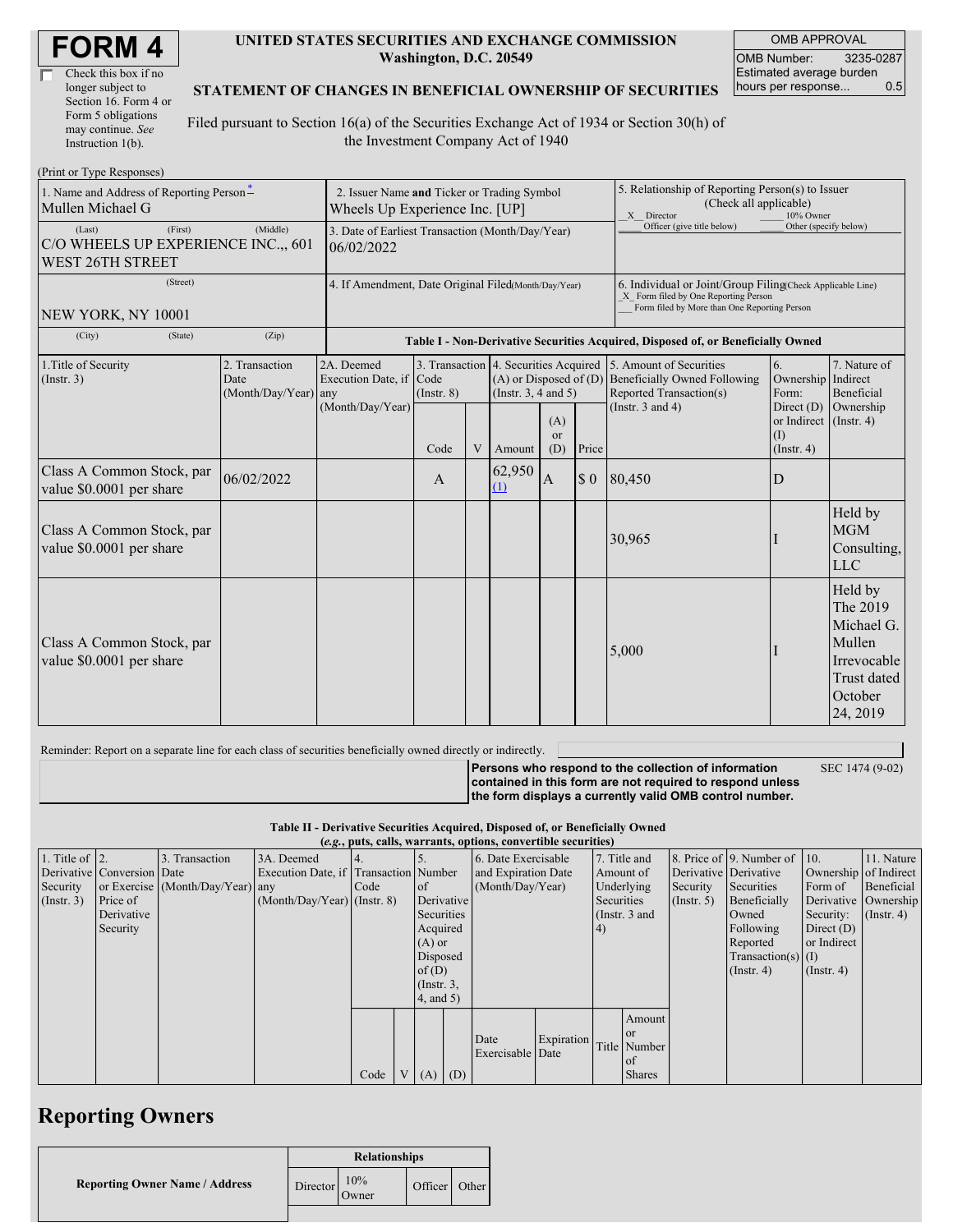# FORM 4

☐ Check this box if no longer subject to Section 16. Form 4 or Form 5 obligations may continue. *See* Instruction 1(b).

**UNITED STATES SECURITIES AND EXCHANGE COMMISSION**
**Washington, D.C. 20549**

**STATEMENT OF CHANGES IN BENEFICIAL OWNERSHIP OF SECURITIES**

Filed pursuant to Section 16(a) of the Securities Exchange Act of 1934 or Section 30(h) of the Investment Company Act of 1940

| OMB APPROVAL | |
|---|---|
| OMB Number: | 3235-0287 |
| Estimated average burden hours per response... | 0.5 |

(Print or Type Responses)

1. Name and Address of Reporting Person*
Mullen Michael G
(Last) (First) (Middle)
C/O WHEELS UP EXPERIENCE INC.,, 601 WEST 26TH STREET
(Street)
NEW YORK, NY 10001
(City) (State) (Zip)

2. Issuer Name **and** Ticker or Trading Symbol
Wheels Up Experience Inc. [UP]

3. Date of Earliest Transaction (Month/Day/Year)
06/02/2022

4. If Amendment, Date Original Filed (Month/Day/Year)

5. Relationship of Reporting Person(s) to Issuer (Check all applicable)
_X_ Director ___ 10% Owner
___ Officer (give title below) ___ Other (specify below)

6. Individual or Joint/Group Filing (Check Applicable Line)
_X_ Form filed by One Reporting Person
___ Form filed by More than One Reporting Person

**Table I - Non-Derivative Securities Acquired, Disposed of, or Beneficially Owned**

| 1.Title of Security (Instr. 3) | 2. Transaction Date (Month/Day/Year) | 2A. Deemed Execution Date, if any (Month/Day/Year) | 3. Transaction Code (Instr. 8) | | 4. Securities Acquired (A) or Disposed of (D) (Instr. 3, 4 and 5) | | | 5. Amount of Securities Beneficially Owned Following Reported Transaction(s) (Instr. 3 and 4) | 6. Ownership Form: Direct (D) or Indirect (I) (Instr. 4) | 7. Nature of Indirect Beneficial Ownership (Instr. 4) |
|---|---|---|---|---|---|---|---|---|---|---|
| | | | Code | V | Amount | (A) or (D) | Price | | | |
| Class A Common Stock, par value $0.0001 per share | 06/02/2022 | | A | | 62,950 (1) | A | $ 0 | 80,450 | D | |
| Class A Common Stock, par value $0.0001 per share | | | | | | | | 30,965 | I | Held by MGM Consulting, LLC |
| Class A Common Stock, par value $0.0001 per share | | | | | | | | 5,000 | I | Held by The 2019 Michael G. Mullen Irrevocable Trust dated October 24, 2019 |

Reminder: Report on a separate line for each class of securities beneficially owned directly or indirectly.

**Persons who respond to the collection of information contained in this form are not required to respond unless the form displays a currently valid OMB control number.** SEC 1474 (9-02)

**Table II - Derivative Securities Acquired, Disposed of, or Beneficially Owned**
**(*e.g.*, puts, calls, warrants, options, convertible securities)**

| 1. Title of Derivative Security (Instr. 3) | 2. Conversion or Exercise Price of Derivative Security | 3. Transaction Date (Month/Day/Year) | 3A. Deemed Execution Date, if any (Month/Day/Year) | 4. Transaction Code (Instr. 8) | | 5. Number of Derivative Securities Acquired (A) or Disposed of (D) (Instr. 3, 4, and 5) | | 6. Date Exercisable and Expiration Date (Month/Day/Year) | | 7. Title and Amount of Underlying Securities (Instr. 3 and 4) | | 8. Price of Derivative Security (Instr. 5) | 9. Number of Derivative Securities Beneficially Owned Following Reported Transaction(s) (Instr. 4) | 10. Ownership Form of Derivative Security: Direct (D) or Indirect (I) (Instr. 4) | 11. Nature of Indirect Beneficial Ownership (Instr. 4) |
|---|---|---|---|---|---|---|---|---|---|---|---|---|---|---|---|
| | | | | Code | V | (A) | (D) | Date Exercisable | Expiration Date | Title | Amount or Number of Shares | | | | |

## Reporting Owners

| Reporting Owner Name / Address | Relationships | | | |
|---|---|---|---|---|
| | Director | 10% Owner | Officer | Other |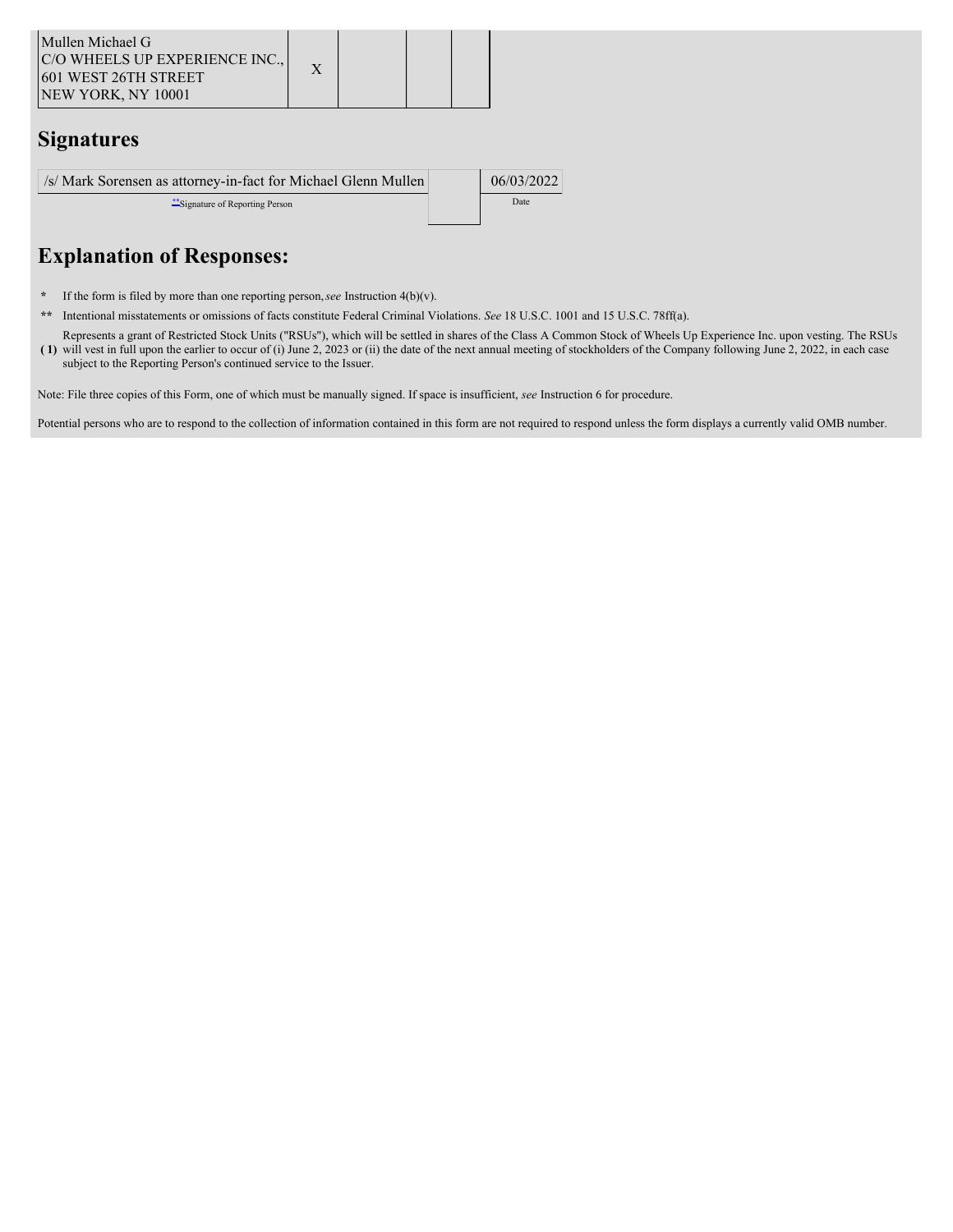| | | | | |
|---|---|---|---|---|
| Mullen Michael G<br>C/O WHEELS UP EXPERIENCE INC.,<br>601 WEST 26TH STREET<br>NEW YORK, NY 10001 | X | | | |

## Signatures

| | | |
|---|---|---|
| /s/ Mark Sorensen as attorney-in-fact for Michael Glenn Mullen | | 06/03/2022 |
| **Signature of Reporting Person | | Date |

## Explanation of Responses:

\* If the form is filed by more than one reporting person, *see* Instruction 4(b)(v).

\*\* Intentional misstatements or omissions of facts constitute Federal Criminal Violations. *See* 18 U.S.C. 1001 and 15 U.S.C. 78ff(a).

( 1) Represents a grant of Restricted Stock Units ("RSUs"), which will be settled in shares of the Class A Common Stock of Wheels Up Experience Inc. upon vesting. The RSUs will vest in full upon the earlier to occur of (i) June 2, 2023 or (ii) the date of the next annual meeting of stockholders of the Company following June 2, 2022, in each case subject to the Reporting Person's continued service to the Issuer.

Note: File three copies of this Form, one of which must be manually signed. If space is insufficient, *see* Instruction 6 for procedure.

Potential persons who are to respond to the collection of information contained in this form are not required to respond unless the form displays a currently valid OMB number.